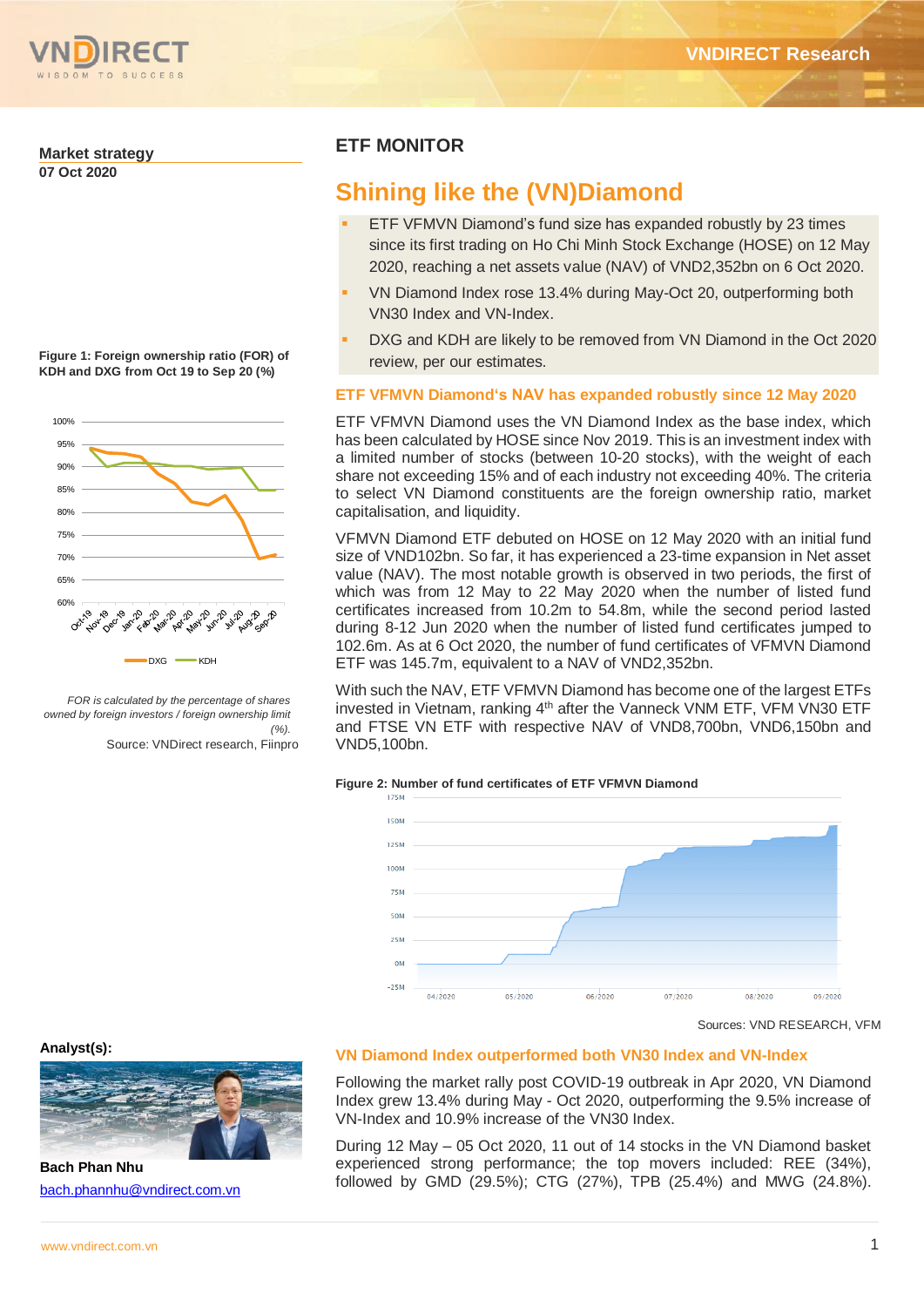**Market strategy**
**07 Oct 2020**

## ETF MONITOR

# Shining like the (VN)Diamond

- ETF VFMVN Diamond's fund size has expanded robustly by 23 times since its first trading on Ho Chi Minh Stock Exchange (HOSE) on 12 May 2020, reaching a net assets value (NAV) of VND2,352bn on 6 Oct 2020.
- VN Diamond Index rose 13.4% during May-Oct 20, outperforming both VN30 Index and VN-Index.
- DXG and KDH are likely to be removed from VN Diamond in the Oct 2020 review, per our estimates.

### ETF VFMVN Diamond's NAV has expanded robustly since 12 May 2020

ETF VFMVN Diamond uses the VN Diamond Index as the base index, which has been calculated by HOSE since Nov 2019. This is an investment index with a limited number of stocks (between 10-20 stocks), with the weight of each share not exceeding 15% and of each industry not exceeding 40%. The criteria to select VN Diamond constituents are the foreign ownership ratio, market capitalisation, and liquidity.

VFMVN Diamond ETF debuted on HOSE on 12 May 2020 with an initial fund size of VND102bn. So far, it has experienced a 23-time expansion in Net asset value (NAV). The most notable growth is observed in two periods, the first of which was from 12 May to 22 May 2020 when the number of listed fund certificates increased from 10.2m to 54.8m, while the second period lasted during 8-12 Jun 2020 when the number of listed fund certificates jumped to 102.6m. As at 6 Oct 2020, the number of fund certificates of VFMVN Diamond ETF was 145.7m, equivalent to a NAV of VND2,352bn.

With such the NAV, ETF VFMVN Diamond has become one of the largest ETFs invested in Vietnam, ranking 4th after the Vanneck VNM ETF, VFM VN30 ETF and FTSE VN ETF with respective NAV of VND8,700bn, VND6,150bn and VND5,100bn.

**Figure 1: Foreign ownership ratio (FOR) of KDH and DXG from Oct 19 to Sep 20 (%)**

*FOR is calculated by the percentage of shares owned by foreign investors / foreign ownership limit (%).*

Source: VNDirect research, Fiinpro

**Figure 2: Number of fund certificates of ETF VFMVN Diamond**

Sources: VND RESEARCH, VFM

### VN Diamond Index outperformed both VN30 Index and VN-Index

Following the market rally post COVID-19 outbreak in Apr 2020, VN Diamond Index grew 13.4% during May - Oct 2020, outperforming the 9.5% increase of VN-Index and 10.9% increase of the VN30 Index.

During 12 May – 05 Oct 2020, 11 out of 14 stocks in the VN Diamond basket experienced strong performance; the top movers included: REE (34%), followed by GMD (29.5%); CTG (27%), TPB (25.4%) and MWG (24.8%).

**Analyst(s):**

**Bach Phan Nhu**

bach.phannhu@vndirect.com.vn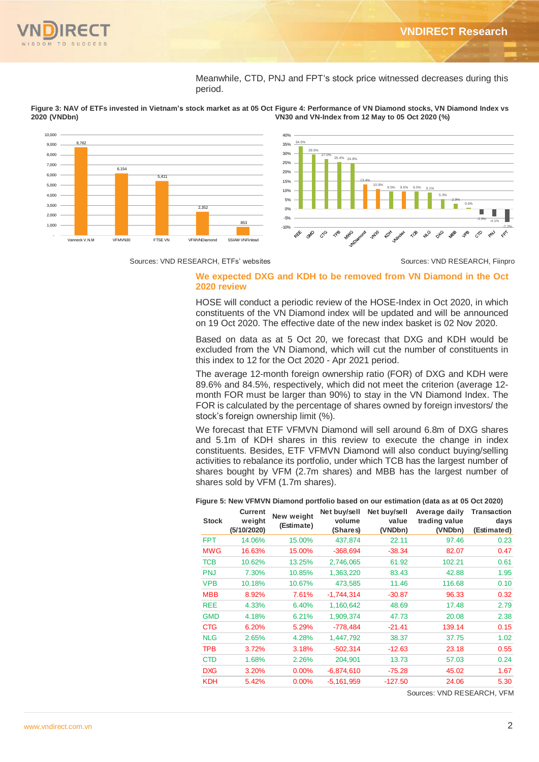Meanwhile, CTD, PNJ and FPT's stock price witnessed decreases during this period.

**Figure 3: NAV of ETFs invested in Vietnam's stock market as at 05 Oct 2020 (VNDbn)**

| ETF | NAV (VNDbn) |
|---|---|
| Vanneck V.N.M | 8,762 |
| VFMVN30 | 6,154 |
| FTSE VN | 5,411 |
| VFMVNDiamond | 2,352 |
| SSIAM VNFinlead | 853 |

Sources: VND RESEARCH, ETFs' websites

**Figure 4: Performance of VN Diamond stocks, VN Diamond Index vs VN30 and VN-Index from 12 May to 05 Oct 2020 (%)**

| Stock/Index | Performance |
|---|---|
| REE | 34.0% |
| GMD | 29.5% |
| CTG | 27.0% |
| TPB | 25.4% |
| MWG | 24.8% |
| VNDiamond | 13.4% |
| VN30 | 10.9% |
| KDH | 9.5% |
| VNIndex | 9.5% |
| TCB | 9.5% |
| NLG | 9.1% |
| DXG | 5.3% |
| MBB | 2.9% |
| VPB | 0.6% |
| CTD | -2.9% |
| PNJ | -4.1% |
| FPT | -7.2% |

Sources: VND RESEARCH, Fiinpro

## We expected DXG and KDH to be removed from VN Diamond in the Oct 2020 review

HOSE will conduct a periodic review of the HOSE-Index in Oct 2020, in which constituents of the VN Diamond index will be updated and will be announced on 19 Oct 2020. The effective date of the new index basket is 02 Nov 2020.

Based on data as at 5 Oct 20, we forecast that DXG and KDH would be excluded from the VN Diamond, which will cut the number of constituents in this index to 12 for the Oct 2020 - Apr 2021 period.

The average 12-month foreign ownership ratio (FOR) of DXG and KDH were 89.6% and 84.5%, respectively, which did not meet the criterion (average 12-month FOR must be larger than 90%) to stay in the VN Diamond Index. The FOR is calculated by the percentage of shares owned by foreign investors/ the stock's foreign ownership limit (%).

We forecast that ETF VFMVN Diamond will sell around 6.8m of DXG shares and 5.1m of KDH shares in this review to execute the change in index constituents. Besides, ETF VFMVN Diamond will also conduct buying/selling activities to rebalance its portfolio, under which TCB has the largest number of shares bought by VFM (2.7m shares) and MBB has the largest number of shares sold by VFM (1.7m shares).

**Figure 5: New VFMVN Diamond portfolio based on our estimation (data as at 05 Oct 2020)**

| Stock | Current weight (5/10/2020) | New weight (Estimate) | Net buy/sell volume (Shares) | Net buy/sell value (VNDbn) | Average daily trading value (VNDbn) | Transaction days (Estimated) |
|---|---|---|---|---|---|---|
| FPT | 14.06% | 15.00% | 437,874 | 22.11 | 97.46 | 0.23 |
| MWG | 16.63% | 15.00% | -368,694 | -38.34 | 82.07 | 0.47 |
| TCB | 10.62% | 13.25% | 2,746,065 | 61.92 | 102.21 | 0.61 |
| PNJ | 7.30% | 10.85% | 1,363,220 | 83.43 | 42.88 | 1.95 |
| VPB | 10.18% | 10.67% | 473,585 | 11.46 | 116.68 | 0.10 |
| MBB | 8.92% | 7.61% | -1,744,314 | -30.87 | 96.33 | 0.32 |
| REE | 4.33% | 6.40% | 1,160,642 | 48.69 | 17.48 | 2.79 |
| GMD | 4.18% | 6.21% | 1,909,374 | 47.73 | 20.08 | 2.38 |
| CTG | 6.20% | 5.29% | -778,484 | -21.41 | 139.14 | 0.15 |
| NLG | 2.65% | 4.28% | 1,447,792 | 38.37 | 37.75 | 1.02 |
| TPB | 3.72% | 3.18% | -502,314 | -12.63 | 23.18 | 0.55 |
| CTD | 1.68% | 2.26% | 204,901 | 13.73 | 57.03 | 0.24 |
| DXG | 3.20% | 0.00% | -6,874,610 | -75.28 | 45.02 | 1.67 |
| KDH | 5.42% | 0.00% | -5,161,959 | -127.50 | 24.06 | 5.30 |

Sources: VND RESEARCH, VFM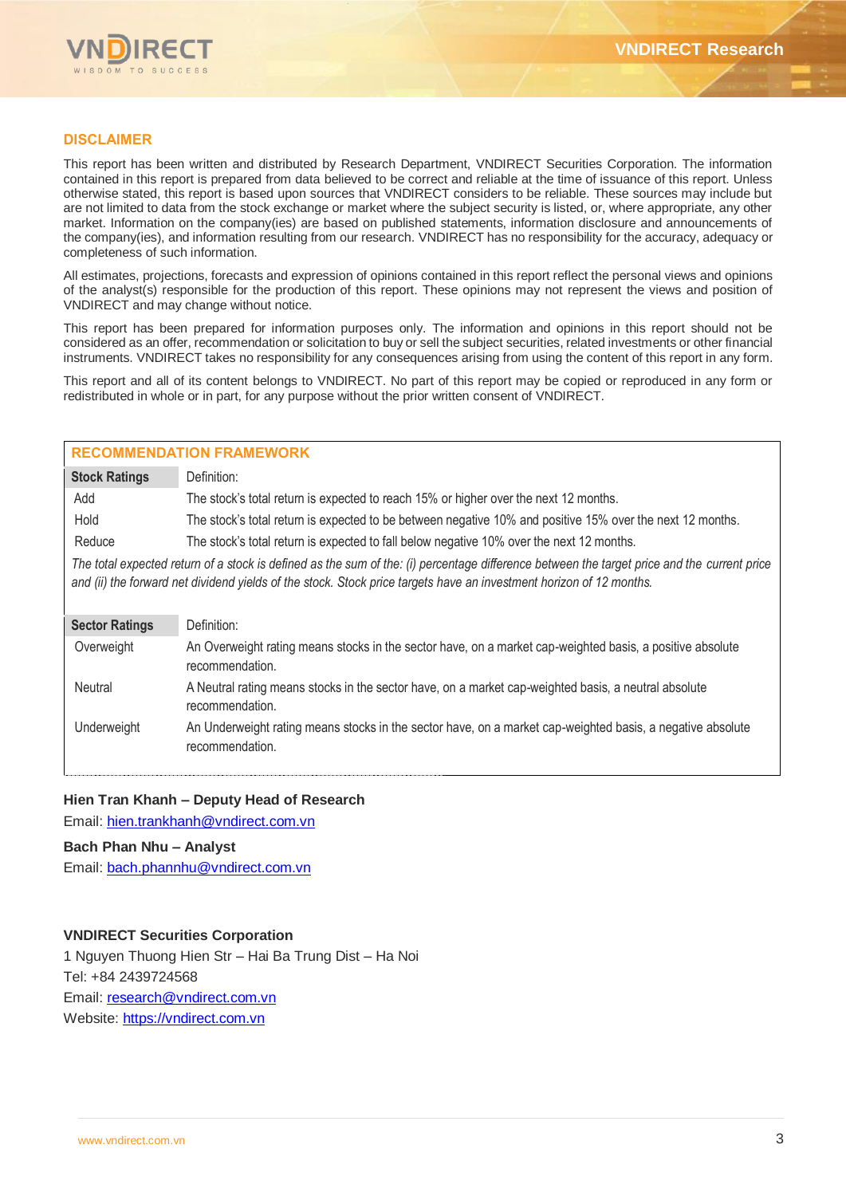## DISCLAIMER

This report has been written and distributed by Research Department, VNDIRECT Securities Corporation. The information contained in this report is prepared from data believed to be correct and reliable at the time of issuance of this report. Unless otherwise stated, this report is based upon sources that VNDIRECT considers to be reliable. These sources may include but are not limited to data from the stock exchange or market where the subject security is listed, or, where appropriate, any other market. Information on the company(ies) are based on published statements, information disclosure and announcements of the company(ies), and information resulting from our research. VNDIRECT has no responsibility for the accuracy, adequacy or completeness of such information.

All estimates, projections, forecasts and expression of opinions contained in this report reflect the personal views and opinions of the analyst(s) responsible for the production of this report. These opinions may not represent the views and position of VNDIRECT and may change without notice.

This report has been prepared for information purposes only. The information and opinions in this report should not be considered as an offer, recommendation or solicitation to buy or sell the subject securities, related investments or other financial instruments. VNDIRECT takes no responsibility for any consequences arising from using the content of this report in any form.

This report and all of its content belongs to VNDIRECT. No part of this report may be copied or reproduced in any form or redistributed in whole or in part, for any purpose without the prior written consent of VNDIRECT.

## RECOMMENDATION FRAMEWORK

| Stock Ratings | Definition: |
|---|---|
| Add | The stock's total return is expected to reach 15% or higher over the next 12 months. |
| Hold | The stock's total return is expected to be between negative 10% and positive 15% over the next 12 months. |
| Reduce | The stock's total return is expected to fall below negative 10% over the next 12 months. |

*The total expected return of a stock is defined as the sum of the: (i) percentage difference between the target price and the current price and (ii) the forward net dividend yields of the stock. Stock price targets have an investment horizon of 12 months.*

| Sector Ratings | Definition: |
|---|---|
| Overweight | An Overweight rating means stocks in the sector have, on a market cap-weighted basis, a positive absolute recommendation. |
| Neutral | A Neutral rating means stocks in the sector have, on a market cap-weighted basis, a neutral absolute recommendation. |
| Underweight | An Underweight rating means stocks in the sector have, on a market cap-weighted basis, a negative absolute recommendation. |

**Hien Tran Khanh – Deputy Head of Research**
Email: hien.trankhanh@vndirect.com.vn

**Bach Phan Nhu – Analyst**
Email: bach.phannhu@vndirect.com.vn

**VNDIRECT Securities Corporation**
1 Nguyen Thuong Hien Str – Hai Ba Trung Dist – Ha Noi
Tel: +84 2439724568
Email: research@vndirect.com.vn
Website: https://vndirect.com.vn